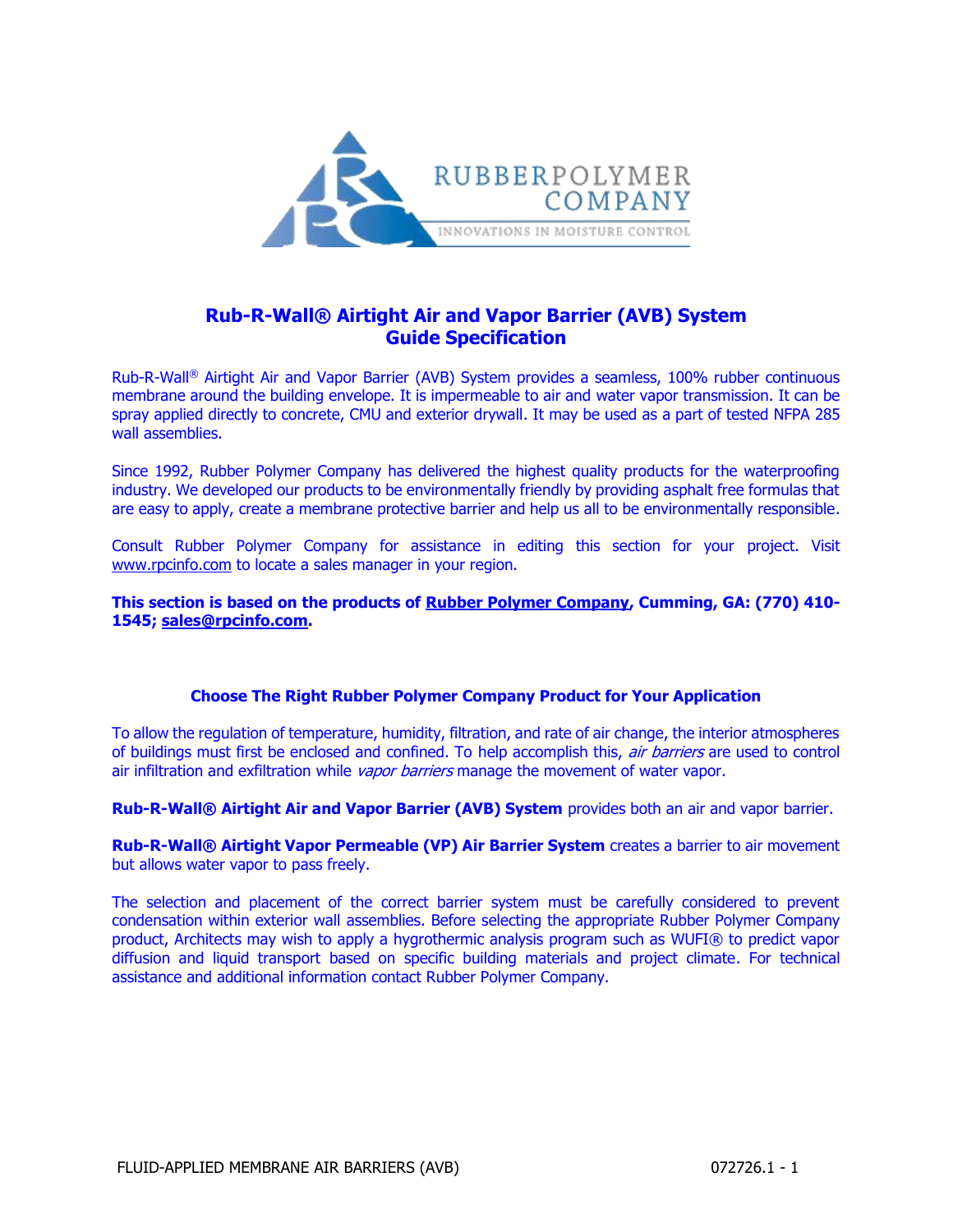RUBBERPOLYMER COMPANY

INNOVATIONS IN MOISTURE CONTROL

# Rub-R-Wall® Airtight Air and Vapor Barrier (AVB) System Guide Specification

Rub-R-Wall® Airtight Air and Vapor Barrier (AVB) System provides a seamless, 100% rubber continuous membrane around the building envelope. It is impermeable to air and water vapor transmission. It can be spray applied directly to concrete, CMU and exterior drywall. It may be used as a part of tested NFPA 285 wall assemblies.

Since 1992, Rubber Polymer Company has delivered the highest quality products for the waterproofing industry. We developed our products to be environmentally friendly by providing asphalt free formulas that are easy to apply, create a membrane protective barrier and help us all to be environmentally responsible.

Consult Rubber Polymer Company for assistance in editing this section for your project. Visit www.rpcinfo.com to locate a sales manager in your region.

**This section is based on the products of Rubber Polymer Company, Cumming, GA: (770) 410-1545; sales@rpcinfo.com.**

## Choose The Right Rubber Polymer Company Product for Your Application

To allow the regulation of temperature, humidity, filtration, and rate of air change, the interior atmospheres of buildings must first be enclosed and confined. To help accomplish this, *air barriers* are used to control air infiltration and exfiltration while *vapor barriers* manage the movement of water vapor.

**Rub-R-Wall® Airtight Air and Vapor Barrier (AVB) System** provides both an air and vapor barrier.

**Rub-R-Wall® Airtight Vapor Permeable (VP) Air Barrier System** creates a barrier to air movement but allows water vapor to pass freely.

The selection and placement of the correct barrier system must be carefully considered to prevent condensation within exterior wall assemblies. Before selecting the appropriate Rubber Polymer Company product, Architects may wish to apply a hygrothermic analysis program such as WUFI® to predict vapor diffusion and liquid transport based on specific building materials and project climate. For technical assistance and additional information contact Rubber Polymer Company.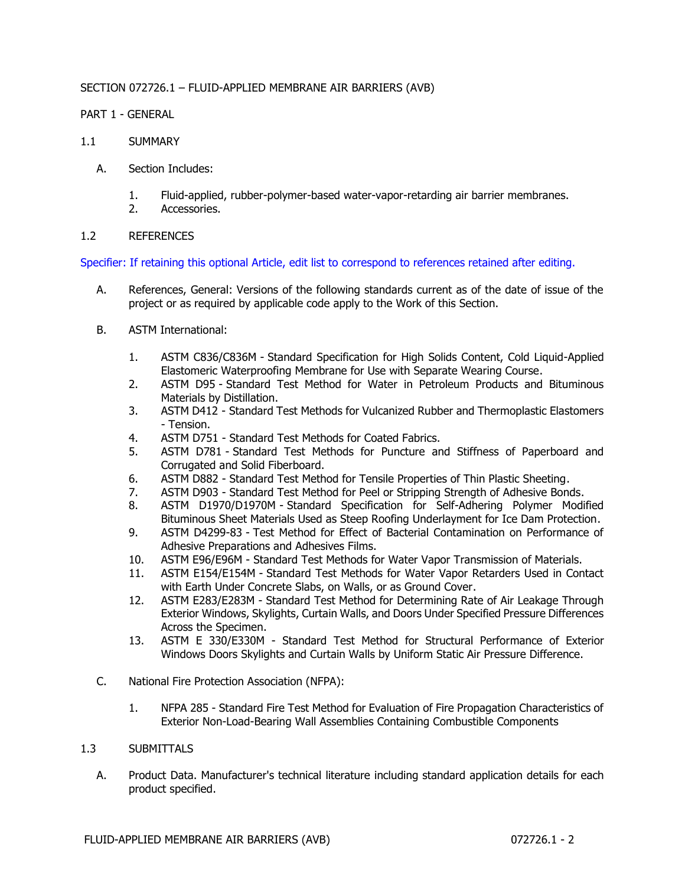SECTION 072726.1 – FLUID-APPLIED MEMBRANE AIR BARRIERS (AVB)

PART 1 - GENERAL

1.1 SUMMARY

A. Section Includes:

1. Fluid-applied, rubber-polymer-based water-vapor-retarding air barrier membranes.
2. Accessories.

1.2 REFERENCES

Specifier: If retaining this optional Article, edit list to correspond to references retained after editing.

A. References, General: Versions of the following standards current as of the date of issue of the project or as required by applicable code apply to the Work of this Section.

B. ASTM International:

1. ASTM C836/C836M - Standard Specification for High Solids Content, Cold Liquid-Applied Elastomeric Waterproofing Membrane for Use with Separate Wearing Course.
2. ASTM D95 - Standard Test Method for Water in Petroleum Products and Bituminous Materials by Distillation.
3. ASTM D412 - Standard Test Methods for Vulcanized Rubber and Thermoplastic Elastomers - Tension.
4. ASTM D751 - Standard Test Methods for Coated Fabrics.
5. ASTM D781 - Standard Test Methods for Puncture and Stiffness of Paperboard and Corrugated and Solid Fiberboard.
6. ASTM D882 - Standard Test Method for Tensile Properties of Thin Plastic Sheeting.
7. ASTM D903 - Standard Test Method for Peel or Stripping Strength of Adhesive Bonds.
8. ASTM D1970/D1970M - Standard Specification for Self-Adhering Polymer Modified Bituminous Sheet Materials Used as Steep Roofing Underlayment for Ice Dam Protection.
9. ASTM D4299-83 - Test Method for Effect of Bacterial Contamination on Performance of Adhesive Preparations and Adhesives Films.
10. ASTM E96/E96M - Standard Test Methods for Water Vapor Transmission of Materials.
11. ASTM E154/E154M - Standard Test Methods for Water Vapor Retarders Used in Contact with Earth Under Concrete Slabs, on Walls, or as Ground Cover.
12. ASTM E283/E283M - Standard Test Method for Determining Rate of Air Leakage Through Exterior Windows, Skylights, Curtain Walls, and Doors Under Specified Pressure Differences Across the Specimen.
13. ASTM E 330/E330M - Standard Test Method for Structural Performance of Exterior Windows Doors Skylights and Curtain Walls by Uniform Static Air Pressure Difference.

C. National Fire Protection Association (NFPA):

1. NFPA 285 - Standard Fire Test Method for Evaluation of Fire Propagation Characteristics of Exterior Non-Load-Bearing Wall Assemblies Containing Combustible Components

1.3 SUBMITTALS

A. Product Data. Manufacturer's technical literature including standard application details for each product specified.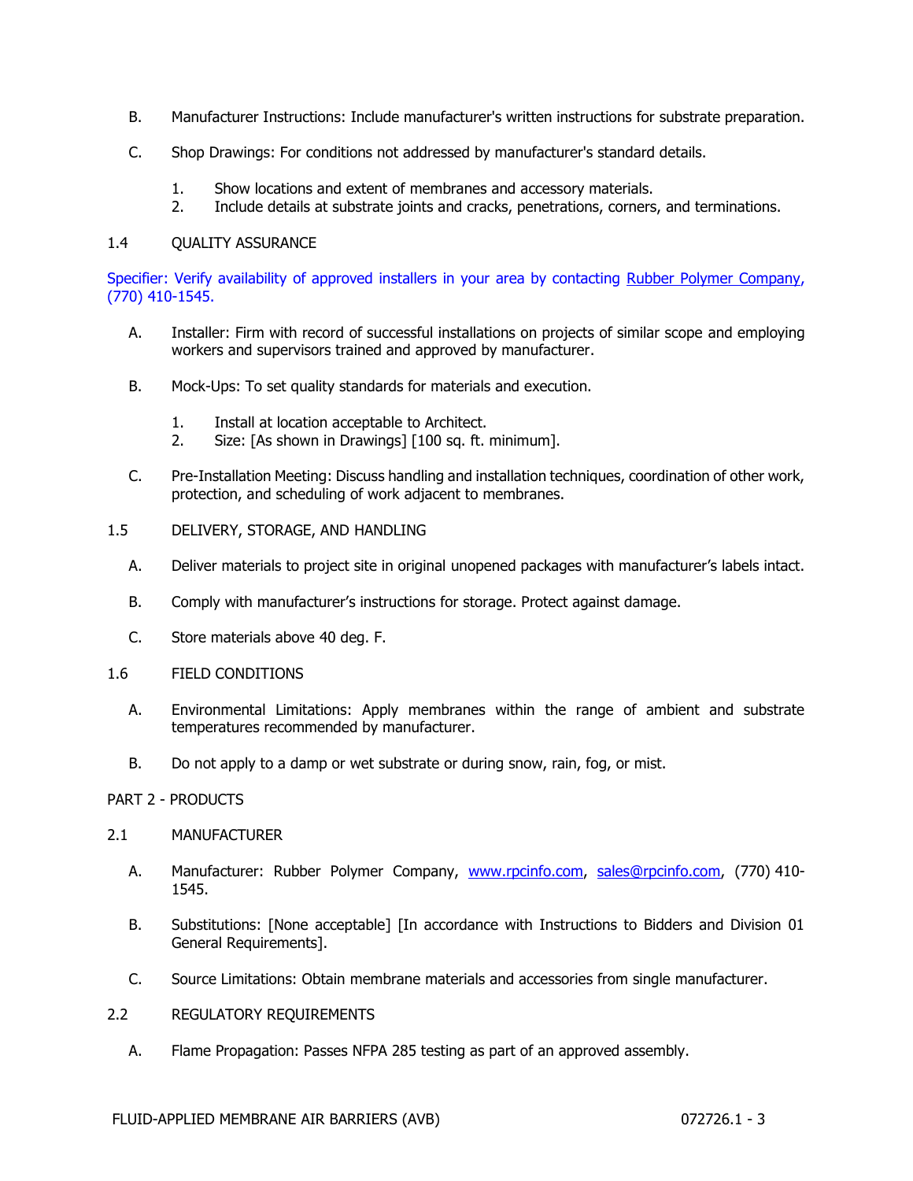B. Manufacturer Instructions: Include manufacturer's written instructions for substrate preparation.

C. Shop Drawings: For conditions not addressed by manufacturer's standard details.

1. Show locations and extent of membranes and accessory materials.
2. Include details at substrate joints and cracks, penetrations, corners, and terminations.

1.4 QUALITY ASSURANCE

Specifier: Verify availability of approved installers in your area by contacting Rubber Polymer Company, (770) 410-1545.

A. Installer: Firm with record of successful installations on projects of similar scope and employing workers and supervisors trained and approved by manufacturer.

B. Mock-Ups: To set quality standards for materials and execution.

1. Install at location acceptable to Architect.
2. Size: [As shown in Drawings] [100 sq. ft. minimum].

C. Pre-Installation Meeting: Discuss handling and installation techniques, coordination of other work, protection, and scheduling of work adjacent to membranes.

1.5 DELIVERY, STORAGE, AND HANDLING

A. Deliver materials to project site in original unopened packages with manufacturer's labels intact.

B. Comply with manufacturer's instructions for storage. Protect against damage.

C. Store materials above 40 deg. F.

1.6 FIELD CONDITIONS

A. Environmental Limitations: Apply membranes within the range of ambient and substrate temperatures recommended by manufacturer.

B. Do not apply to a damp or wet substrate or during snow, rain, fog, or mist.

PART 2 - PRODUCTS

2.1 MANUFACTURER

A. Manufacturer: Rubber Polymer Company, www.rpcinfo.com, sales@rpcinfo.com, (770) 410-1545.

B. Substitutions: [None acceptable] [In accordance with Instructions to Bidders and Division 01 General Requirements].

C. Source Limitations: Obtain membrane materials and accessories from single manufacturer.

2.2 REGULATORY REQUIREMENTS

A. Flame Propagation: Passes NFPA 285 testing as part of an approved assembly.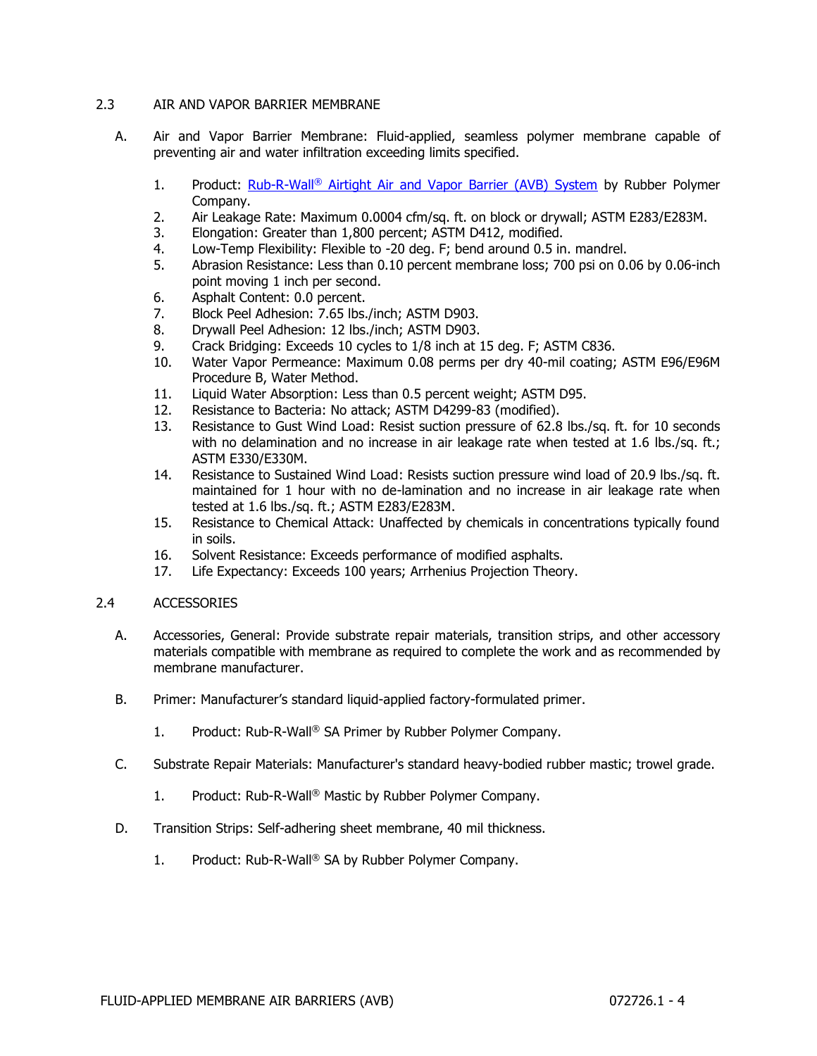## 2.3 AIR AND VAPOR BARRIER MEMBRANE

A. Air and Vapor Barrier Membrane: Fluid-applied, seamless polymer membrane capable of preventing air and water infiltration exceeding limits specified.

1. Product: Rub-R-Wall® Airtight Air and Vapor Barrier (AVB) System by Rubber Polymer Company.
2. Air Leakage Rate: Maximum 0.0004 cfm/sq. ft. on block or drywall; ASTM E283/E283M.
3. Elongation: Greater than 1,800 percent; ASTM D412, modified.
4. Low-Temp Flexibility: Flexible to -20 deg. F; bend around 0.5 in. mandrel.
5. Abrasion Resistance: Less than 0.10 percent membrane loss; 700 psi on 0.06 by 0.06-inch point moving 1 inch per second.
6. Asphalt Content: 0.0 percent.
7. Block Peel Adhesion: 7.65 lbs./inch; ASTM D903.
8. Drywall Peel Adhesion: 12 lbs./inch; ASTM D903.
9. Crack Bridging: Exceeds 10 cycles to 1/8 inch at 15 deg. F; ASTM C836.
10. Water Vapor Permeance: Maximum 0.08 perms per dry 40-mil coating; ASTM E96/E96M Procedure B, Water Method.
11. Liquid Water Absorption: Less than 0.5 percent weight; ASTM D95.
12. Resistance to Bacteria: No attack; ASTM D4299-83 (modified).
13. Resistance to Gust Wind Load: Resist suction pressure of 62.8 lbs./sq. ft. for 10 seconds with no delamination and no increase in air leakage rate when tested at 1.6 lbs./sq. ft.; ASTM E330/E330M.
14. Resistance to Sustained Wind Load: Resists suction pressure wind load of 20.9 lbs./sq. ft. maintained for 1 hour with no de-lamination and no increase in air leakage rate when tested at 1.6 lbs./sq. ft.; ASTM E283/E283M.
15. Resistance to Chemical Attack: Unaffected by chemicals in concentrations typically found in soils.
16. Solvent Resistance: Exceeds performance of modified asphalts.
17. Life Expectancy: Exceeds 100 years; Arrhenius Projection Theory.

## 2.4 ACCESSORIES

A. Accessories, General: Provide substrate repair materials, transition strips, and other accessory materials compatible with membrane as required to complete the work and as recommended by membrane manufacturer.

B. Primer: Manufacturer's standard liquid-applied factory-formulated primer.

1. Product: Rub-R-Wall® SA Primer by Rubber Polymer Company.

C. Substrate Repair Materials: Manufacturer's standard heavy-bodied rubber mastic; trowel grade.

1. Product: Rub-R-Wall® Mastic by Rubber Polymer Company.

D. Transition Strips: Self-adhering sheet membrane, 40 mil thickness.

1. Product: Rub-R-Wall® SA by Rubber Polymer Company.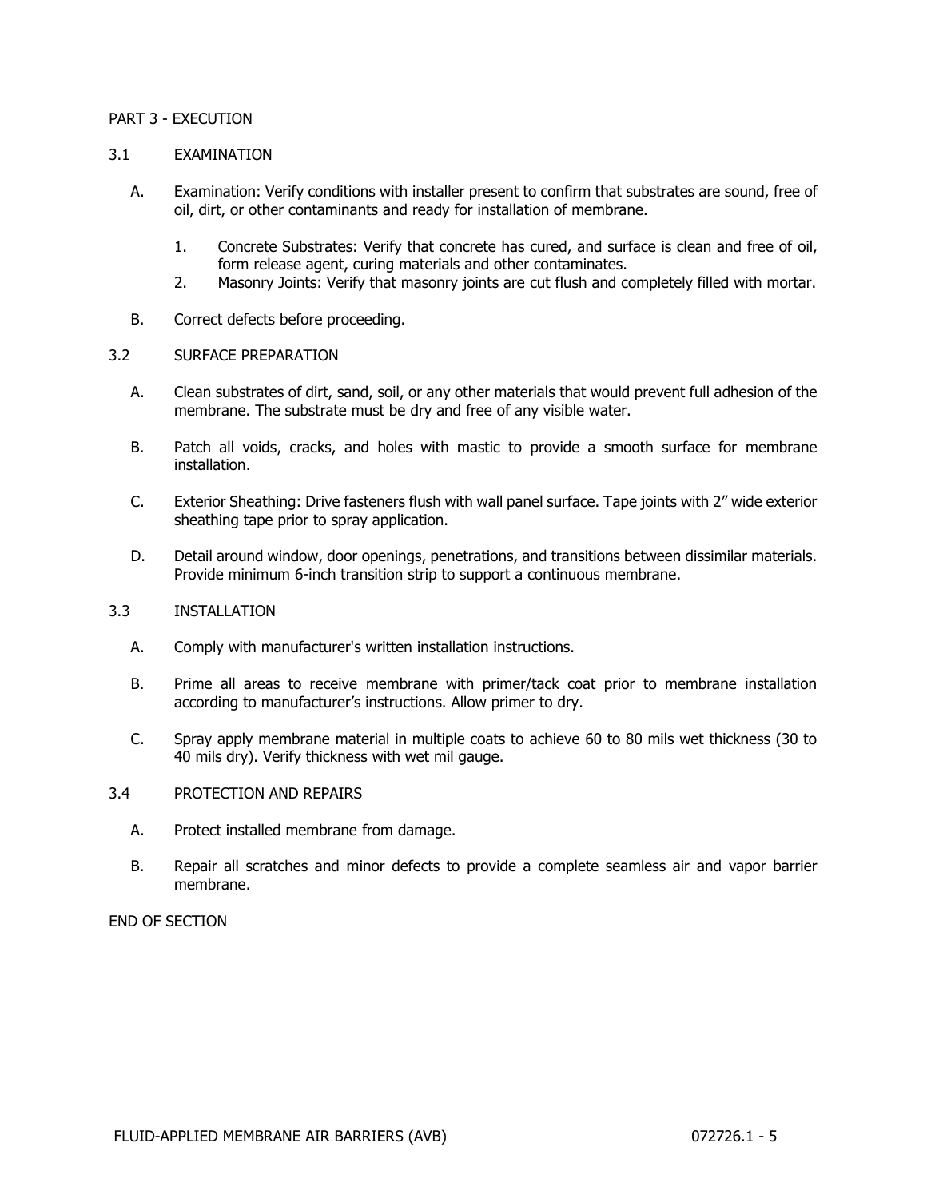PART 3 - EXECUTION

3.1 EXAMINATION

A. Examination: Verify conditions with installer present to confirm that substrates are sound, free of oil, dirt, or other contaminants and ready for installation of membrane.

1. Concrete Substrates: Verify that concrete has cured, and surface is clean and free of oil, form release agent, curing materials and other contaminates.
2. Masonry Joints: Verify that masonry joints are cut flush and completely filled with mortar.

B. Correct defects before proceeding.

3.2 SURFACE PREPARATION

A. Clean substrates of dirt, sand, soil, or any other materials that would prevent full adhesion of the membrane. The substrate must be dry and free of any visible water.

B. Patch all voids, cracks, and holes with mastic to provide a smooth surface for membrane installation.

C. Exterior Sheathing: Drive fasteners flush with wall panel surface. Tape joints with 2" wide exterior sheathing tape prior to spray application.

D. Detail around window, door openings, penetrations, and transitions between dissimilar materials. Provide minimum 6-inch transition strip to support a continuous membrane.

3.3 INSTALLATION

A. Comply with manufacturer's written installation instructions.

B. Prime all areas to receive membrane with primer/tack coat prior to membrane installation according to manufacturer's instructions. Allow primer to dry.

C. Spray apply membrane material in multiple coats to achieve 60 to 80 mils wet thickness (30 to 40 mils dry). Verify thickness with wet mil gauge.

3.4 PROTECTION AND REPAIRS

A. Protect installed membrane from damage.

B. Repair all scratches and minor defects to provide a complete seamless air and vapor barrier membrane.

END OF SECTION